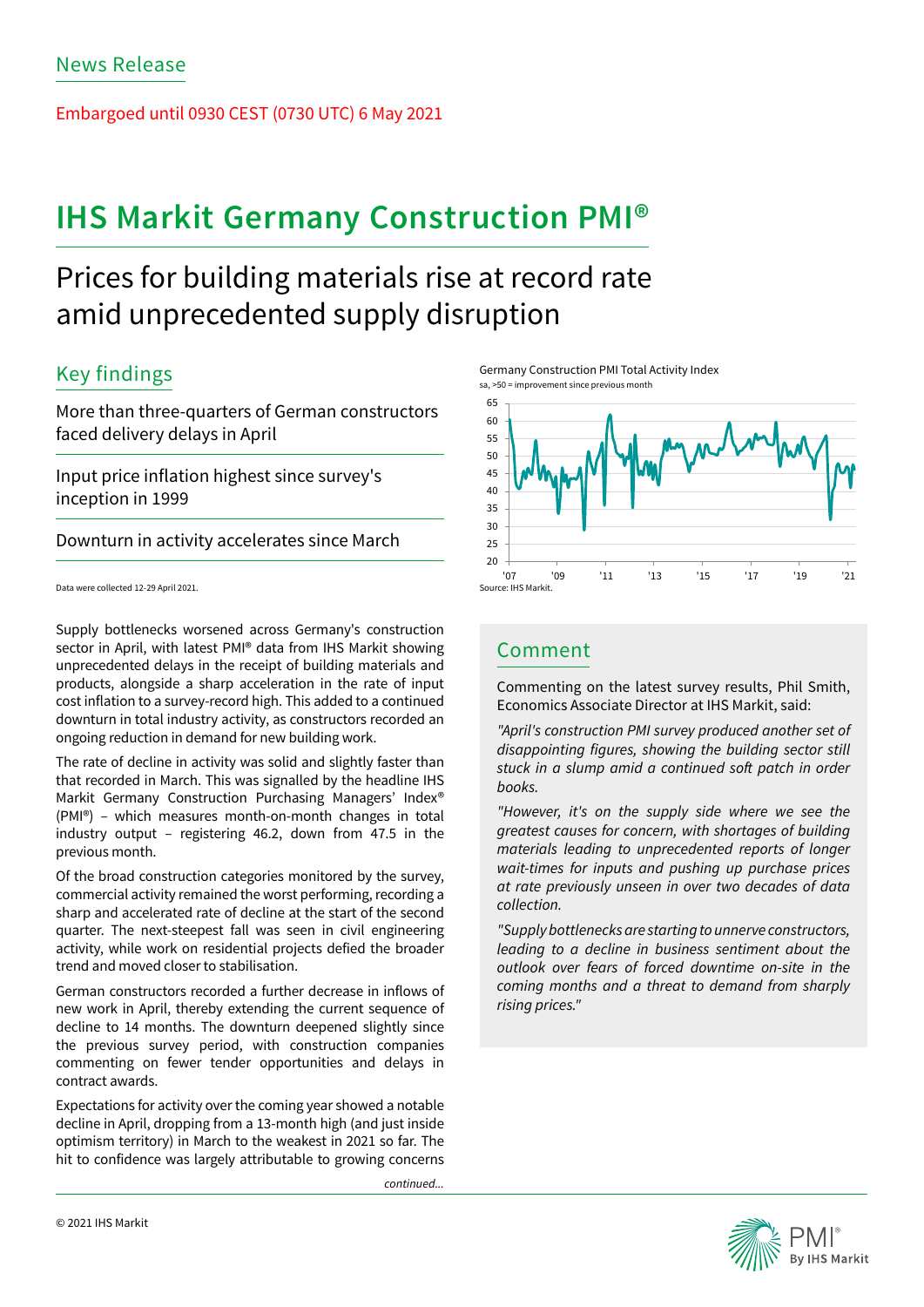News Release

Embargoed until 0930 CEST (0730 UTC) 6 May 2021

# IHS Markit Germany Construction PMI®

## Prices for building materials rise at record rate amid unprecedented supply disruption

### Key findings

More than three-quarters of German constructors faced delivery delays in April

Input price inflation highest since survey's inception in 1999

Downturn in activity accelerates since March

Data were collected 12-29 April 2021.

Supply bottlenecks worsened across Germany's construction sector in April, with latest PMI® data from IHS Markit showing unprecedented delays in the receipt of building materials and products, alongside a sharp acceleration in the rate of input cost inflation to a survey-record high. This added to a continued downturn in total industry activity, as constructors recorded an ongoing reduction in demand for new building work.

The rate of decline in activity was solid and slightly faster than that recorded in March. This was signalled by the headline IHS Markit Germany Construction Purchasing Managers' Index® (PMI®) – which measures month-on-month changes in total industry output – registering 46.2, down from 47.5 in the previous month.

Of the broad construction categories monitored by the survey, commercial activity remained the worst performing, recording a sharp and accelerated rate of decline at the start of the second quarter. The next-steepest fall was seen in civil engineering activity, while work on residential projects defied the broader trend and moved closer to stabilisation.

German constructors recorded a further decrease in inflows of new work in April, thereby extending the current sequence of decline to 14 months. The downturn deepened slightly since the previous survey period, with construction companies commenting on fewer tender opportunities and delays in contract awards.

Expectations for activity over the coming year showed a notable decline in April, dropping from a 13-month high (and just inside optimism territory) in March to the weakest in 2021 so far. The hit to confidence was largely attributable to growing concerns

*continued...*

Germany Construction PMI Total Activity Index
sa, >50 = improvement since previous month

Source: IHS Markit.

### Comment

Commenting on the latest survey results, Phil Smith, Economics Associate Director at IHS Markit, said:

*"April's construction PMI survey produced another set of disappointing figures, showing the building sector still stuck in a slump amid a continued soft patch in order books.*

*"However, it's on the supply side where we see the greatest causes for concern, with shortages of building materials leading to unprecedented reports of longer wait-times for inputs and pushing up purchase prices at rate previously unseen in over two decades of data collection.*

*"Supply bottlenecks are starting to unnerve constructors, leading to a decline in business sentiment about the outlook over fears of forced downtime on-site in the coming months and a threat to demand from sharply rising prices."*

© 2021 IHS Markit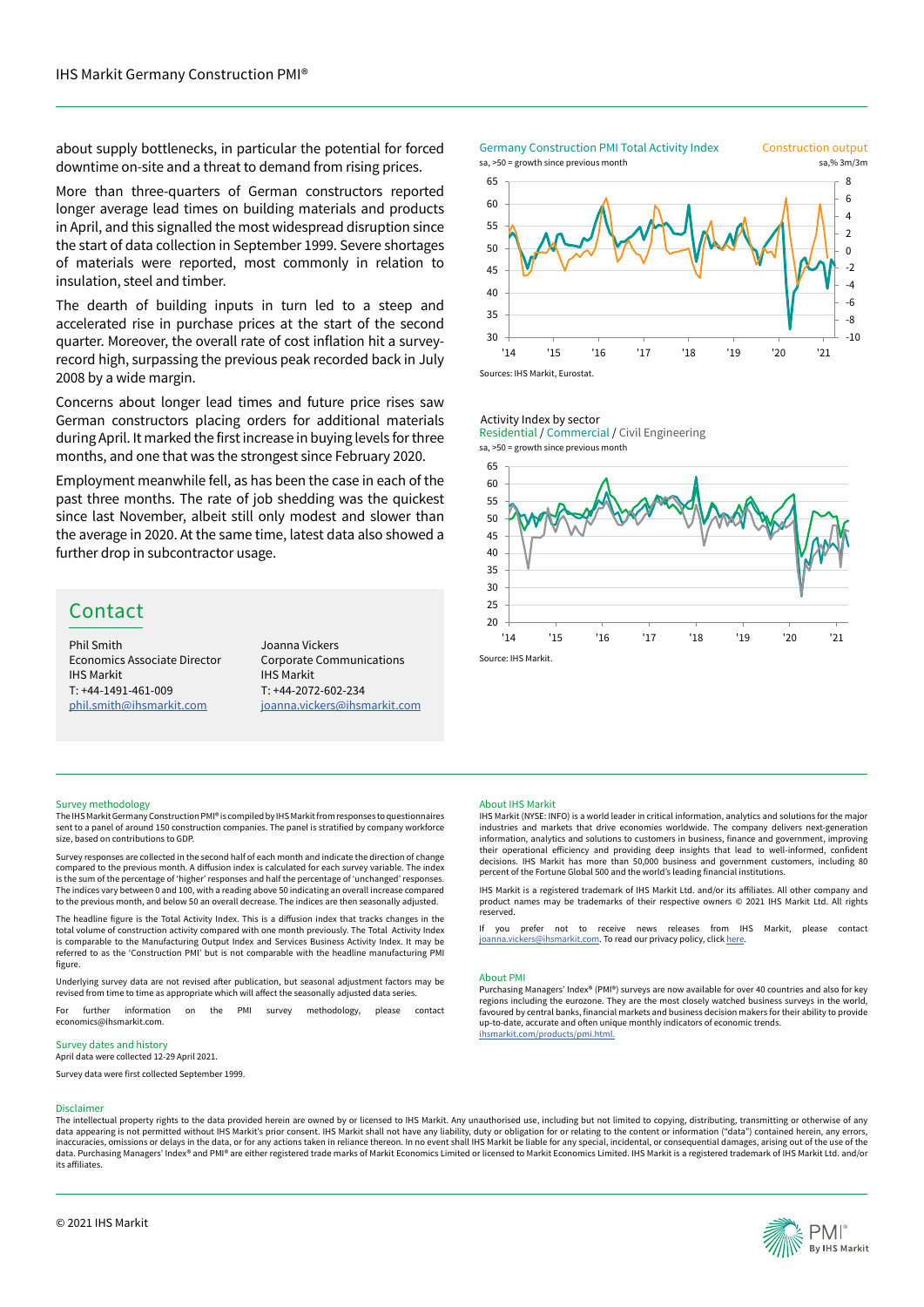about supply bottlenecks, in particular the potential for forced downtime on-site and a threat to demand from rising prices.

More than three-quarters of German constructors reported longer average lead times on building materials and products in April, and this signalled the most widespread disruption since the start of data collection in September 1999. Severe shortages of materials were reported, most commonly in relation to insulation, steel and timber.

The dearth of building inputs in turn led to a steep and accelerated rise in purchase prices at the start of the second quarter. Moreover, the overall rate of cost inflation hit a survey-record high, surpassing the previous peak recorded back in July 2008 by a wide margin.

Concerns about longer lead times and future price rises saw German constructors placing orders for additional materials during April. It marked the first increase in buying levels for three months, and one that was the strongest since February 2020.

Employment meanwhile fell, as has been the case in each of the past three months. The rate of job shedding was the quickest since last November, albeit still only modest and slower than the average in 2020. At the same time, latest data also showed a further drop in subcontractor usage.

Germany Construction PMI Total Activity Index
sa, >50 = growth since previous month

Construction output
sa,% 3m/3m

65
60
55
50
45
40
35
30

8
6
4
2
0
-2
-4
-6
-8
-10

'14 '15 '16 '17 '18 '19 '20 '21

Sources: IHS Markit, Eurostat.

Activity Index by sector
Residential / Commercial / Civil Engineering
sa, >50 = growth since previous month

65
60
55
50
45
40
35
30
25
20

'14 '15 '16 '17 '18 '19 '20 '21

Source: IHS Markit.

## Contact

Phil Smith
Economics Associate Director
IHS Markit
T: +44-1491-461-009
phil.smith@ihsmarkit.com

Joanna Vickers
Corporate Communications
IHS Markit
T: +44-2072-602-234
joanna.vickers@ihsmarkit.com

### Survey methodology

The IHS Markit Germany Construction PMI® is compiled by IHS Markit from responses to questionnaires sent to a panel of around 150 construction companies. The panel is stratified by company workforce size, based on contributions to GDP.

Survey responses are collected in the second half of each month and indicate the direction of change compared to the previous month. A diffusion index is calculated for each survey variable. The index is the sum of the percentage of 'higher' responses and half the percentage of 'unchanged' responses. The indices vary between 0 and 100, with a reading above 50 indicating an overall increase compared to the previous month, and below 50 an overall decrease. The indices are then seasonally adjusted.

The headline figure is the Total Activity Index. This is a diffusion index that tracks changes in the total volume of construction activity compared with one month previously. The Total Activity Index is comparable to the Manufacturing Output Index and Services Business Activity Index. It may be referred to as the 'Construction PMI' but is not comparable with the headline manufacturing PMI figure.

Underlying survey data are not revised after publication, but seasonal adjustment factors may be revised from time to time as appropriate which will affect the seasonally adjusted data series.

For further information on the PMI survey methodology, please contact economics@ihsmarkit.com.

### Survey dates and history

April data were collected 12-29 April 2021.

Survey data were first collected September 1999.

### About IHS Markit

IHS Markit (NYSE: INFO) is a world leader in critical information, analytics and solutions for the major industries and markets that drive economies worldwide. The company delivers next-generation information, analytics and solutions to customers in business, finance and government, improving their operational efficiency and providing deep insights that lead to well-informed, confident decisions. IHS Markit has more than 50,000 business and government customers, including 80 percent of the Fortune Global 500 and the world's leading financial institutions.

IHS Markit is a registered trademark of IHS Markit Ltd. and/or its affiliates. All other company and product names may be trademarks of their respective owners © 2021 IHS Markit Ltd. All rights reserved.

If you prefer not to receive news releases from IHS Markit, please contact joanna.vickers@ihsmarkit.com. To read our privacy policy, click here.

### About PMI

Purchasing Managers' Index® (PMI®) surveys are now available for over 40 countries and also for key regions including the eurozone. They are the most closely watched business surveys in the world, favoured by central banks, financial markets and business decision makers for their ability to provide up-to-date, accurate and often unique monthly indicators of economic trends.
ihsmarkit.com/products/pmi.html.

### Disclaimer

The intellectual property rights to the data provided herein are owned by or licensed to IHS Markit. Any unauthorised use, including but not limited to copying, distributing, transmitting or otherwise of any data appearing is not permitted without IHS Markit's prior consent. IHS Markit shall not have any liability, duty or obligation for or relating to the content or information ("data") contained herein, any errors, inaccuracies, omissions or delays in the data, or for any actions taken in reliance thereon. In no event shall IHS Markit be liable for any special, incidental, or consequential damages, arising out of the use of the data. Purchasing Managers' Index® and PMI® are either registered trade marks of Markit Economics Limited or licensed to Markit Economics Limited. IHS Markit is a registered trademark of IHS Markit Ltd. and/or its affiliates.

© 2021 IHS Markit